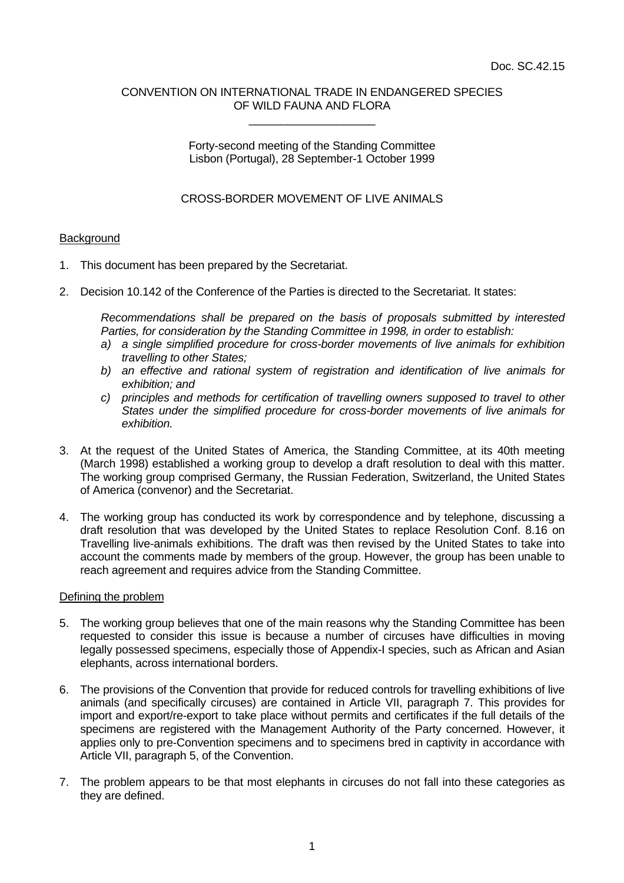Doc. SC.42.15

CONVENTION ON INTERNATIONAL TRADE IN ENDANGERED SPECIES OF WILD FAUNA AND FLORA

\_\_\_\_\_\_\_\_\_\_\_\_\_\_\_\_\_\_\_\_

Forty-second meeting of the Standing Committee
Lisbon (Portugal), 28 September-1 October 1999

# CROSS-BORDER MOVEMENT OF LIVE ANIMALS

## Background

1. This document has been prepared by the Secretariat.

2. Decision 10.142 of the Conference of the Parties is directed to the Secretariat. It states:

   *Recommendations shall be prepared on the basis of proposals submitted by interested Parties, for consideration by the Standing Committee in 1998, in order to establish:*
   
   *a) a single simplified procedure for cross-border movements of live animals for exhibition travelling to other States;*
   
   *b) an effective and rational system of registration and identification of live animals for exhibition; and*
   
   *c) principles and methods for certification of travelling owners supposed to travel to other States under the simplified procedure for cross-border movements of live animals for exhibition.*

3. At the request of the United States of America, the Standing Committee, at its 40th meeting (March 1998) established a working group to develop a draft resolution to deal with this matter. The working group comprised Germany, the Russian Federation, Switzerland, the United States of America (convenor) and the Secretariat.

4. The working group has conducted its work by correspondence and by telephone, discussing a draft resolution that was developed by the United States to replace Resolution Conf. 8.16 on Travelling live-animals exhibitions. The draft was then revised by the United States to take into account the comments made by members of the group. However, the group has been unable to reach agreement and requires advice from the Standing Committee.

## Defining the problem

5. The working group believes that one of the main reasons why the Standing Committee has been requested to consider this issue is because a number of circuses have difficulties in moving legally possessed specimens, especially those of Appendix-I species, such as African and Asian elephants, across international borders.

6. The provisions of the Convention that provide for reduced controls for travelling exhibitions of live animals (and specifically circuses) are contained in Article VII, paragraph 7. This provides for import and export/re-export to take place without permits and certificates if the full details of the specimens are registered with the Management Authority of the Party concerned. However, it applies only to pre-Convention specimens and to specimens bred in captivity in accordance with Article VII, paragraph 5, of the Convention.

7. The problem appears to be that most elephants in circuses do not fall into these categories as they are defined.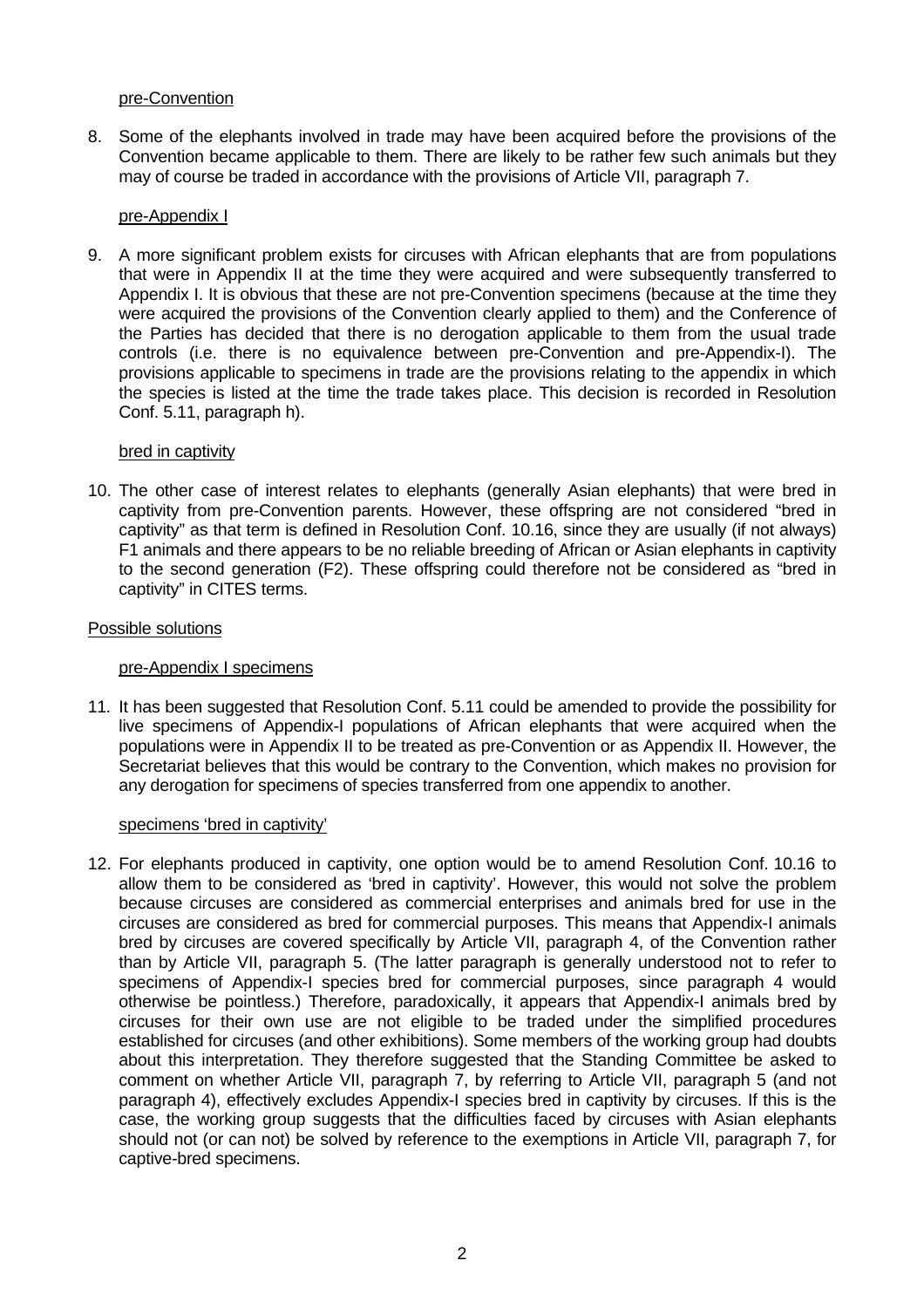pre-Convention

8. Some of the elephants involved in trade may have been acquired before the provisions of the Convention became applicable to them. There are likely to be rather few such animals but they may of course be traded in accordance with the provisions of Article VII, paragraph 7.

pre-Appendix I

9. A more significant problem exists for circuses with African elephants that are from populations that were in Appendix II at the time they were acquired and were subsequently transferred to Appendix I. It is obvious that these are not pre-Convention specimens (because at the time they were acquired the provisions of the Convention clearly applied to them) and the Conference of the Parties has decided that there is no derogation applicable to them from the usual trade controls (i.e. there is no equivalence between pre-Convention and pre-Appendix-I). The provisions applicable to specimens in trade are the provisions relating to the appendix in which the species is listed at the time the trade takes place. This decision is recorded in Resolution Conf. 5.11, paragraph h).

bred in captivity

10. The other case of interest relates to elephants (generally Asian elephants) that were bred in captivity from pre-Convention parents. However, these offspring are not considered "bred in captivity" as that term is defined in Resolution Conf. 10.16, since they are usually (if not always) F1 animals and there appears to be no reliable breeding of African or Asian elephants in captivity to the second generation (F2). These offspring could therefore not be considered as "bred in captivity" in CITES terms.

## Possible solutions

pre-Appendix I specimens

11. It has been suggested that Resolution Conf. 5.11 could be amended to provide the possibility for live specimens of Appendix-I populations of African elephants that were acquired when the populations were in Appendix II to be treated as pre-Convention or as Appendix II. However, the Secretariat believes that this would be contrary to the Convention, which makes no provision for any derogation for specimens of species transferred from one appendix to another.

specimens 'bred in captivity'

12. For elephants produced in captivity, one option would be to amend Resolution Conf. 10.16 to allow them to be considered as 'bred in captivity'. However, this would not solve the problem because circuses are considered as commercial enterprises and animals bred for use in the circuses are considered as bred for commercial purposes. This means that Appendix-I animals bred by circuses are covered specifically by Article VII, paragraph 4, of the Convention rather than by Article VII, paragraph 5. (The latter paragraph is generally understood not to refer to specimens of Appendix-I species bred for commercial purposes, since paragraph 4 would otherwise be pointless.) Therefore, paradoxically, it appears that Appendix-I animals bred by circuses for their own use are not eligible to be traded under the simplified procedures established for circuses (and other exhibitions). Some members of the working group had doubts about this interpretation. They therefore suggested that the Standing Committee be asked to comment on whether Article VII, paragraph 7, by referring to Article VII, paragraph 5 (and not paragraph 4), effectively excludes Appendix-I species bred in captivity by circuses. If this is the case, the working group suggests that the difficulties faced by circuses with Asian elephants should not (or can not) be solved by reference to the exemptions in Article VII, paragraph 7, for captive-bred specimens.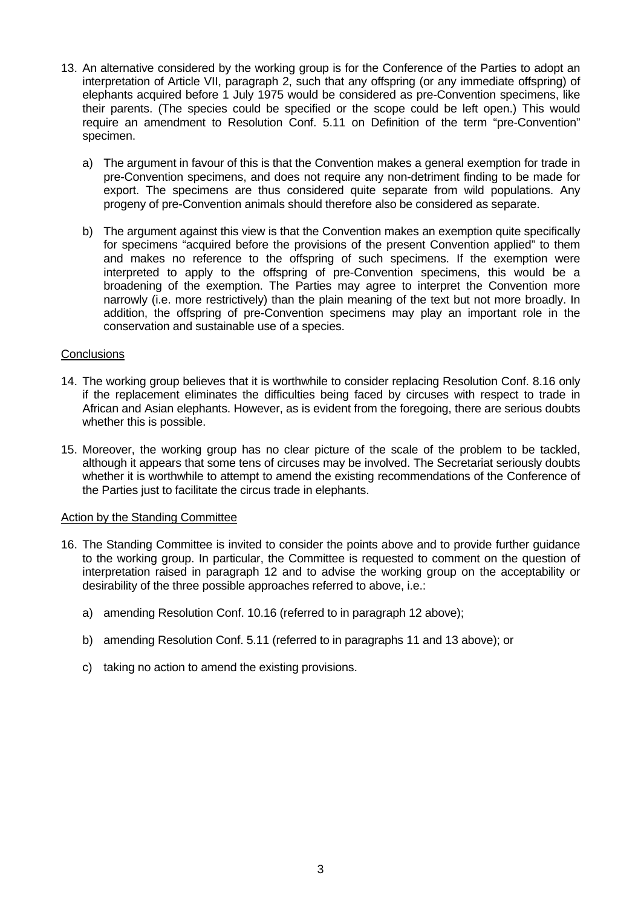13. An alternative considered by the working group is for the Conference of the Parties to adopt an interpretation of Article VII, paragraph 2, such that any offspring (or any immediate offspring) of elephants acquired before 1 July 1975 would be considered as pre-Convention specimens, like their parents. (The species could be specified or the scope could be left open.) This would require an amendment to Resolution Conf. 5.11 on Definition of the term "pre-Convention" specimen.

    a) The argument in favour of this is that the Convention makes a general exemption for trade in pre-Convention specimens, and does not require any non-detriment finding to be made for export. The specimens are thus considered quite separate from wild populations. Any progeny of pre-Convention animals should therefore also be considered as separate.

    b) The argument against this view is that the Convention makes an exemption quite specifically for specimens "acquired before the provisions of the present Convention applied" to them and makes no reference to the offspring of such specimens. If the exemption were interpreted to apply to the offspring of pre-Convention specimens, this would be a broadening of the exemption. The Parties may agree to interpret the Convention more narrowly (i.e. more restrictively) than the plain meaning of the text but not more broadly. In addition, the offspring of pre-Convention specimens may play an important role in the conservation and sustainable use of a species.

<u>Conclusions</u>

14. The working group believes that it is worthwhile to consider replacing Resolution Conf. 8.16 only if the replacement eliminates the difficulties being faced by circuses with respect to trade in African and Asian elephants. However, as is evident from the foregoing, there are serious doubts whether this is possible.

15. Moreover, the working group has no clear picture of the scale of the problem to be tackled, although it appears that some tens of circuses may be involved. The Secretariat seriously doubts whether it is worthwhile to attempt to amend the existing recommendations of the Conference of the Parties just to facilitate the circus trade in elephants.

<u>Action by the Standing Committee</u>

16. The Standing Committee is invited to consider the points above and to provide further guidance to the working group. In particular, the Committee is requested to comment on the question of interpretation raised in paragraph 12 and to advise the working group on the acceptability or desirability of the three possible approaches referred to above, i.e.:

    a) amending Resolution Conf. 10.16 (referred to in paragraph 12 above);

    b) amending Resolution Conf. 5.11 (referred to in paragraphs 11 and 13 above); or

    c) taking no action to amend the existing provisions.